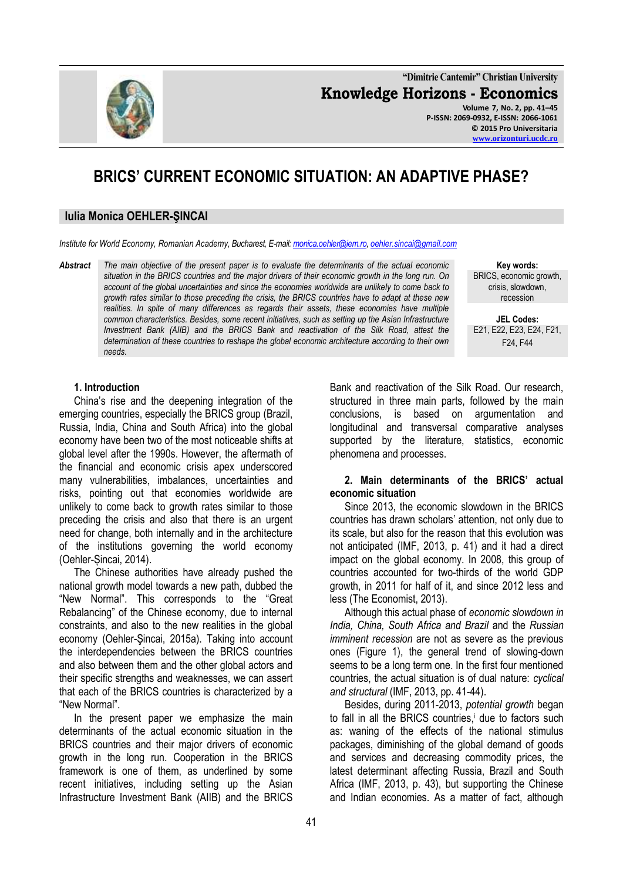"Dimitrie Cantemir" Christian University

**Knowledge Horizons - Economics**

Volume 7, No. 2, pp. 41–45
P-ISSN: 2069-0932, E-ISSN: 2066-1061
© 2015 Pro Universitaria
www.orizonturi.ucdc.ro

# BRICS' CURRENT ECONOMIC SITUATION: AN ADAPTIVE PHASE?

## Iulia Monica OEHLER-ŞINCAI

*Institute for World Economy, Romanian Academy, Bucharest, E-mail: monica.oehler@iem.ro, oehler.sincai@gmail.com*

***Abstract*** *The main objective of the present paper is to evaluate the determinants of the actual economic situation in the BRICS countries and the major drivers of their economic growth in the long run. On account of the global uncertainties and since the economies worldwide are unlikely to come back to growth rates similar to those preceding the crisis, the BRICS countries have to adapt at these new realities. In spite of many differences as regards their assets, these economies have multiple common characteristics. Besides, some recent initiatives, such as setting up the Asian Infrastructure Investment Bank (AIIB) and the BRICS Bank and reactivation of the Silk Road, attest the determination of these countries to reshape the global economic architecture according to their own needs.*

**Key words:** BRICS, economic growth, crisis, slowdown, recession

**JEL Codes:** E21, E22, E23, E24, F21, F24, F44

### 1. Introduction

China's rise and the deepening integration of the emerging countries, especially the BRICS group (Brazil, Russia, India, China and South Africa) into the global economy have been two of the most noticeable shifts at global level after the 1990s. However, the aftermath of the financial and economic crisis apex underscored many vulnerabilities, imbalances, uncertainties and risks, pointing out that economies worldwide are unlikely to come back to growth rates similar to those preceding the crisis and also that there is an urgent need for change, both internally and in the architecture of the institutions governing the world economy (Oehler-Șincai, 2014).

The Chinese authorities have already pushed the national growth model towards a new path, dubbed the "New Normal". This corresponds to the "Great Rebalancing" of the Chinese economy, due to internal constraints, and also to the new realities in the global economy (Oehler-Şincai, 2015a). Taking into account the interdependencies between the BRICS countries and also between them and the other global actors and their specific strengths and weaknesses, we can assert that each of the BRICS countries is characterized by a "New Normal".

In the present paper we emphasize the main determinants of the actual economic situation in the BRICS countries and their major drivers of economic growth in the long run. Cooperation in the BRICS framework is one of them, as underlined by some recent initiatives, including setting up the Asian Infrastructure Investment Bank (AIIB) and the BRICS Bank and reactivation of the Silk Road. Our research, structured in three main parts, followed by the main conclusions, is based on argumentation and longitudinal and transversal comparative analyses supported by the literature, statistics, economic phenomena and processes.

### 2. Main determinants of the BRICS' actual economic situation

Since 2013, the economic slowdown in the BRICS countries has drawn scholars' attention, not only due to its scale, but also for the reason that this evolution was not anticipated (IMF, 2013, p. 41) and it had a direct impact on the global economy. In 2008, this group of countries accounted for two-thirds of the world GDP growth, in 2011 for half of it, and since 2012 less and less (The Economist, 2013).

Although this actual phase of *economic slowdown in India, China, South Africa and Brazil* and the *Russian imminent recession* are not as severe as the previous ones (Figure 1), the general trend of slowing-down seems to be a long term one. In the first four mentioned countries, the actual situation is of dual nature: *cyclical and structural* (IMF, 2013, pp. 41-44).

Besides, during 2011-2013, *potential growth* began to fall in all the BRICS countries,[i] due to factors such as: waning of the effects of the national stimulus packages, diminishing of the global demand of goods and services and decreasing commodity prices, the latest determinant affecting Russia, Brazil and South Africa (IMF, 2013, p. 43), but supporting the Chinese and Indian economies. As a matter of fact, although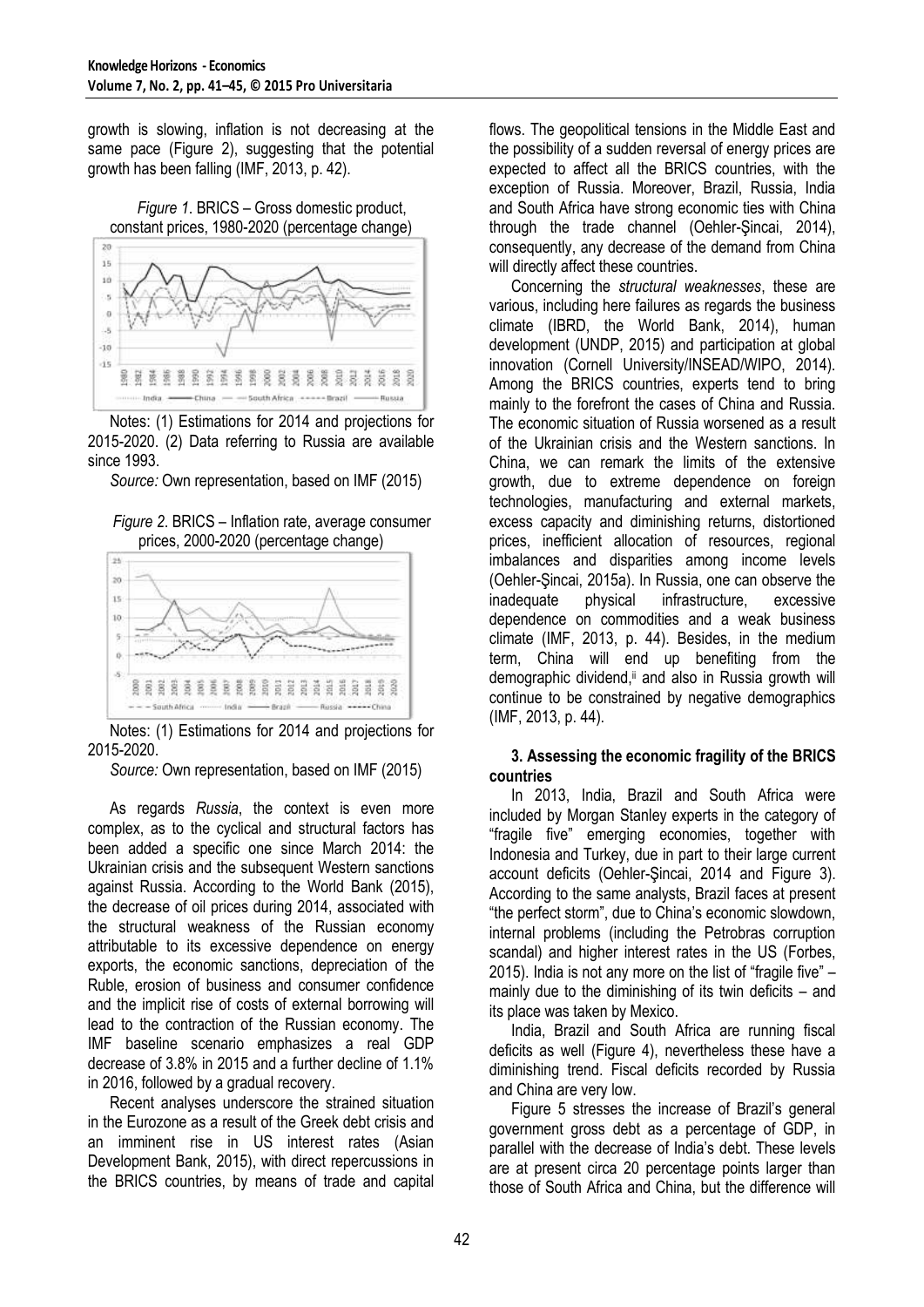growth is slowing, inflation is not decreasing at the same pace (Figure 2), suggesting that the potential growth has been falling (IMF, 2013, p. 42).

*Figure 1*. BRICS – Gross domestic product, constant prices, 1980-2020 (percentage change)

Notes: (1) Estimations for 2014 and projections for 2015-2020. (2) Data referring to Russia are available since 1993.

*Source:* Own representation, based on IMF (2015)

*Figure 2*. BRICS – Inflation rate, average consumer prices, 2000-2020 (percentage change)

Notes: (1) Estimations for 2014 and projections for 2015-2020.

*Source:* Own representation, based on IMF (2015)

As regards *Russia*, the context is even more complex, as to the cyclical and structural factors has been added a specific one since March 2014: the Ukrainian crisis and the subsequent Western sanctions against Russia. According to the World Bank (2015), the decrease of oil prices during 2014, associated with the structural weakness of the Russian economy attributable to its excessive dependence on energy exports, the economic sanctions, depreciation of the Ruble, erosion of business and consumer confidence and the implicit rise of costs of external borrowing will lead to the contraction of the Russian economy. The IMF baseline scenario emphasizes a real GDP decrease of 3.8% in 2015 and a further decline of 1.1% in 2016, followed by a gradual recovery.

Recent analyses underscore the strained situation in the Eurozone as a result of the Greek debt crisis and an imminent rise in US interest rates (Asian Development Bank, 2015), with direct repercussions in the BRICS countries, by means of trade and capital flows. The geopolitical tensions in the Middle East and the possibility of a sudden reversal of energy prices are expected to affect all the BRICS countries, with the exception of Russia. Moreover, Brazil, Russia, India and South Africa have strong economic ties with China through the trade channel (Oehler-Şincai, 2014), consequently, any decrease of the demand from China will directly affect these countries.

Concerning the *structural weaknesses*, these are various, including here failures as regards the business climate (IBRD, the World Bank, 2014), human development (UNDP, 2015) and participation at global innovation (Cornell University/INSEAD/WIPO, 2014). Among the BRICS countries, experts tend to bring mainly to the forefront the cases of China and Russia. The economic situation of Russia worsened as a result of the Ukrainian crisis and the Western sanctions. In China, we can remark the limits of the extensive growth, due to extreme dependence on foreign technologies, manufacturing and external markets, excess capacity and diminishing returns, distortioned prices, inefficient allocation of resources, regional imbalances and disparities among income levels (Oehler-Şincai, 2015a). In Russia, one can observe the inadequate physical infrastructure, excessive dependence on commodities and a weak business climate (IMF, 2013, p. 44). Besides, in the medium term, China will end up benefiting from the demographic dividend,[ii] and also in Russia growth will continue to be constrained by negative demographics (IMF, 2013, p. 44).

### 3. Assessing the economic fragility of the BRICS countries

In 2013, India, Brazil and South Africa were included by Morgan Stanley experts in the category of "fragile five" emerging economies, together with Indonesia and Turkey, due in part to their large current account deficits (Oehler-Şincai, 2014 and Figure 3). According to the same analysts, Brazil faces at present "the perfect storm", due to China's economic slowdown, internal problems (including the Petrobras corruption scandal) and higher interest rates in the US (Forbes, 2015). India is not any more on the list of "fragile five" – mainly due to the diminishing of its twin deficits – and its place was taken by Mexico.

India, Brazil and South Africa are running fiscal deficits as well (Figure 4), nevertheless these have a diminishing trend. Fiscal deficits recorded by Russia and China are very low.

Figure 5 stresses the increase of Brazil's general government gross debt as a percentage of GDP, in parallel with the decrease of India's debt. These levels are at present circa 20 percentage points larger than those of South Africa and China, but the difference will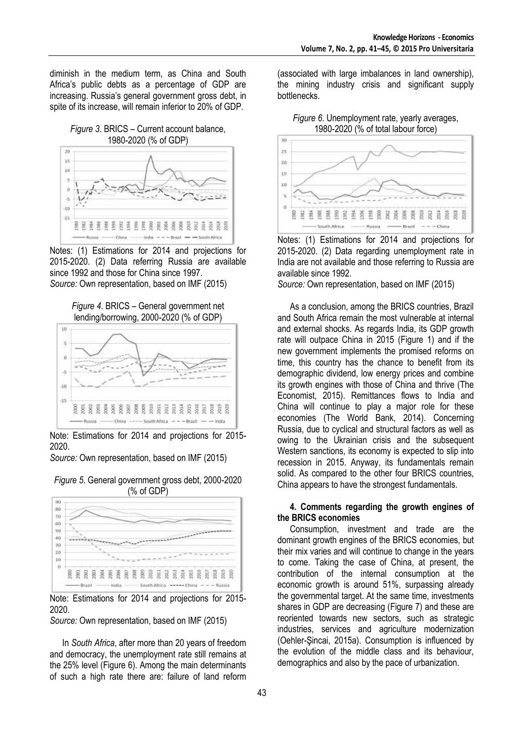diminish in the medium term, as China and South Africa's public debts as a percentage of GDP are increasing. Russia's general government gross debt, in spite of its increase, will remain inferior to 20% of GDP.

*Figure 3*. BRICS – Current account balance, 1980-2020 (% of GDP)

Notes: (1) Estimations for 2014 and projections for 2015-2020. (2) Data referring Russia are available since 1992 and those for China since 1997.
*Source:* Own representation, based on IMF (2015)

*Figure 4*. BRICS – General government net lending/borrowing, 2000-2020 (% of GDP)

Note: Estimations for 2014 and projections for 2015-2020.
*Source:* Own representation, based on IMF (2015)

*Figure 5*. General government gross debt, 2000-2020 (% of GDP)

Note: Estimations for 2014 and projections for 2015-2020.
*Source:* Own representation, based on IMF (2015)

In *South Africa*, after more than 20 years of freedom and democracy, the unemployment rate still remains at the 25% level (Figure 6). Among the main determinants of such a high rate there are: failure of land reform (associated with large imbalances in land ownership), the mining industry crisis and significant supply bottlenecks.

*Figure 6*. Unemployment rate, yearly averages, 1980-2020 (% of total labour force)

Notes: (1) Estimations for 2014 and projections for 2015-2020. (2) Data regarding unemployment rate in India are not available and those referring to Russia are available since 1992.
*Source:* Own representation, based on IMF (2015)

As a conclusion, among the BRICS countries, Brazil and South Africa remain the most vulnerable at internal and external shocks. As regards India, its GDP growth rate will outpace China in 2015 (Figure 1) and if the new government implements the promised reforms on time, this country has the chance to benefit from its demographic dividend, low energy prices and combine its growth engines with those of China and thrive (The Economist, 2015). Remittances flows to India and China will continue to play a major role for these economies (The World Bank, 2014). Concerning Russia, due to cyclical and structural factors as well as owing to the Ukrainian crisis and the subsequent Western sanctions, its economy is expected to slip into recession in 2015. Anyway, its fundamentals remain solid. As compared to the other four BRICS countries, China appears to have the strongest fundamentals.

### 4. Comments regarding the growth engines of the BRICS economies

Consumption, investment and trade are the dominant growth engines of the BRICS economies, but their mix varies and will continue to change in the years to come. Taking the case of China, at present, the contribution of the internal consumption at the economic growth is around 51%, surpassing already the governmental target. At the same time, investments shares in GDP are decreasing (Figure 7) and these are reoriented towards new sectors, such as strategic industries, services and agriculture modernization (Oehler-Şincai, 2015a). Consumption is influenced by the evolution of the middle class and its behaviour, demographics and also by the pace of urbanization.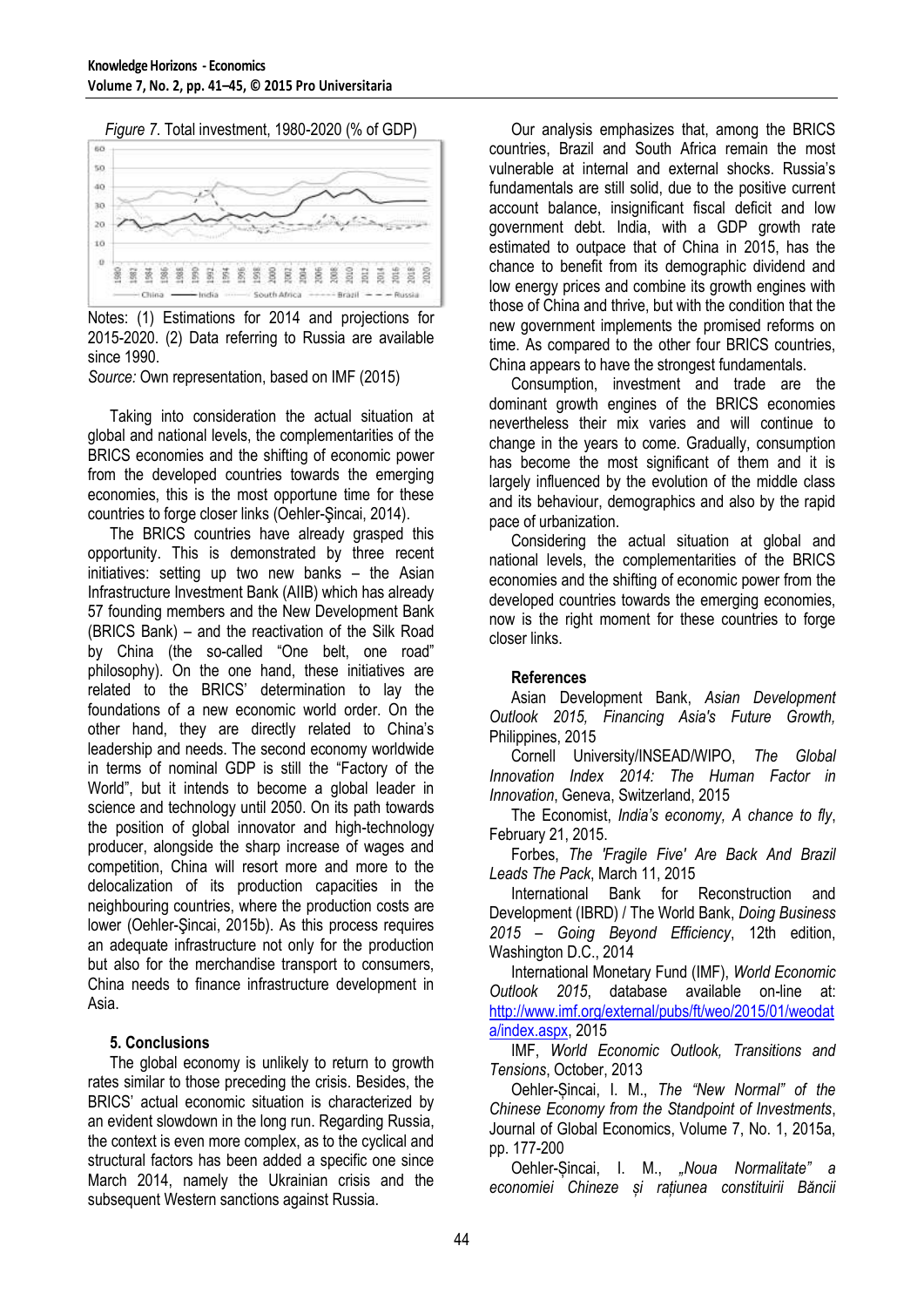*Figure 7.* Total investment, 1980-2020 (% of GDP)

Notes: (1) Estimations for 2014 and projections for 2015-2020. (2) Data referring to Russia are available since 1990.

*Source:* Own representation, based on IMF (2015)

Taking into consideration the actual situation at global and national levels, the complementarities of the BRICS economies and the shifting of economic power from the developed countries towards the emerging economies, this is the most opportune time for these countries to forge closer links (Oehler-Şincai, 2014).

The BRICS countries have already grasped this opportunity. This is demonstrated by three recent initiatives: setting up two new banks – the Asian Infrastructure Investment Bank (AIIB) which has already 57 founding members and the New Development Bank (BRICS Bank) – and the reactivation of the Silk Road by China (the so-called "One belt, one road" philosophy). On the one hand, these initiatives are related to the BRICS' determination to lay the foundations of a new economic world order. On the other hand, they are directly related to China's leadership and needs. The second economy worldwide in terms of nominal GDP is still the "Factory of the World", but it intends to become a global leader in science and technology until 2050. On its path towards the position of global innovator and high-technology producer, alongside the sharp increase of wages and competition, China will resort more and more to the delocalization of its production capacities in the neighbouring countries, where the production costs are lower (Oehler-Şincai, 2015b). As this process requires an adequate infrastructure not only for the production but also for the merchandise transport to consumers, China needs to finance infrastructure development in Asia.

## 5. Conclusions

The global economy is unlikely to return to growth rates similar to those preceding the crisis. Besides, the BRICS' actual economic situation is characterized by an evident slowdown in the long run. Regarding Russia, the context is even more complex, as to the cyclical and structural factors has been added a specific one since March 2014, namely the Ukrainian crisis and the subsequent Western sanctions against Russia.

Our analysis emphasizes that, among the BRICS countries, Brazil and South Africa remain the most vulnerable at internal and external shocks. Russia's fundamentals are still solid, due to the positive current account balance, insignificant fiscal deficit and low government debt. India, with a GDP growth rate estimated to outpace that of China in 2015, has the chance to benefit from its demographic dividend and low energy prices and combine its growth engines with those of China and thrive, but with the condition that the new government implements the promised reforms on time. As compared to the other four BRICS countries, China appears to have the strongest fundamentals.

Consumption, investment and trade are the dominant growth engines of the BRICS economies nevertheless their mix varies and will continue to change in the years to come. Gradually, consumption has become the most significant of them and it is largely influenced by the evolution of the middle class and its behaviour, demographics and also by the rapid pace of urbanization.

Considering the actual situation at global and national levels, the complementarities of the BRICS economies and the shifting of economic power from the developed countries towards the emerging economies, now is the right moment for these countries to forge closer links.

## References

Asian Development Bank, *Asian Development Outlook 2015, Financing Asia's Future Growth,* Philippines, 2015

Cornell University/INSEAD/WIPO, *The Global Innovation Index 2014: The Human Factor in Innovation*, Geneva, Switzerland, 2015

The Economist, *India's economy, A chance to fly*, February 21, 2015.

Forbes, *The 'Fragile Five' Are Back And Brazil Leads The Pack*, March 11, 2015

International Bank for Reconstruction and Development (IBRD) / The World Bank, *Doing Business 2015 – Going Beyond Efficiency*, 12th edition, Washington D.C., 2014

International Monetary Fund (IMF), *World Economic Outlook 2015*, database available on-line at: http://www.imf.org/external/pubs/ft/weo/2015/01/weodata/index.aspx, 2015

IMF, *World Economic Outlook, Transitions and Tensions*, October, 2013

Oehler-Șincai, I. M., *The "New Normal" of the Chinese Economy from the Standpoint of Investments*, Journal of Global Economics, Volume 7, No. 1, 2015a, pp. 177-200

Oehler-Șincai, I. M., *„Noua Normalitate" a economiei Chineze și rațiunea constituirii Băncii*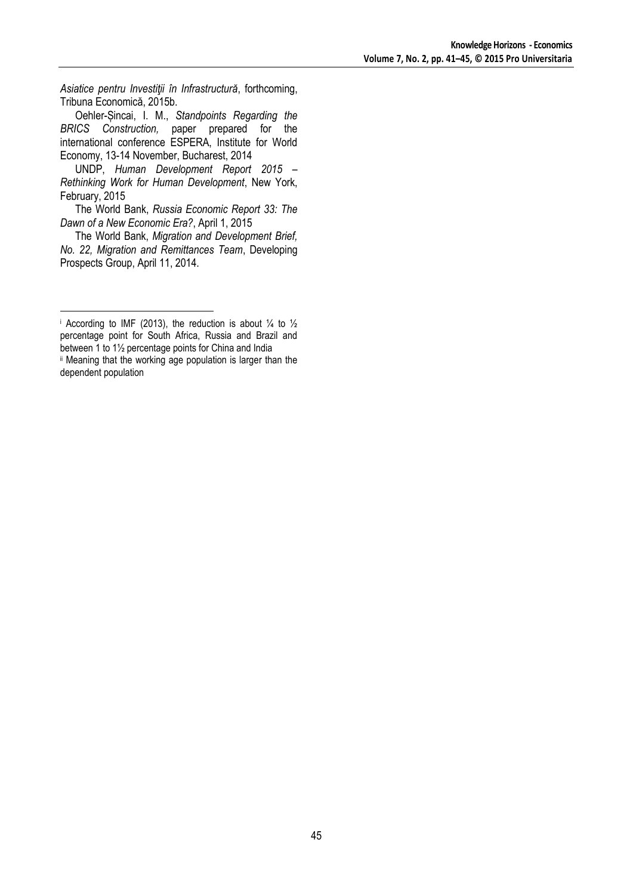*Asiatice pentru Investiţii în Infrastructură*, forthcoming, Tribuna Economică, 2015b.

Oehler-Șincai, I. M., *Standpoints Regarding the BRICS Construction,* paper prepared for the international conference ESPERA, Institute for World Economy, 13-14 November, Bucharest, 2014

UNDP, *Human Development Report 2015 – Rethinking Work for Human Development*, New York, February, 2015

The World Bank, *Russia Economic Report 33: The Dawn of a New Economic Era?*, April 1, 2015

The World Bank, *Migration and Development Brief, No. 22, Migration and Remittances Team*, Developing Prospects Group, April 11, 2014.

---

[i] According to IMF (2013), the reduction is about ¼ to ½ percentage point for South Africa, Russia and Brazil and between 1 to 1½ percentage points for China and India

[ii] Meaning that the working age population is larger than the dependent population